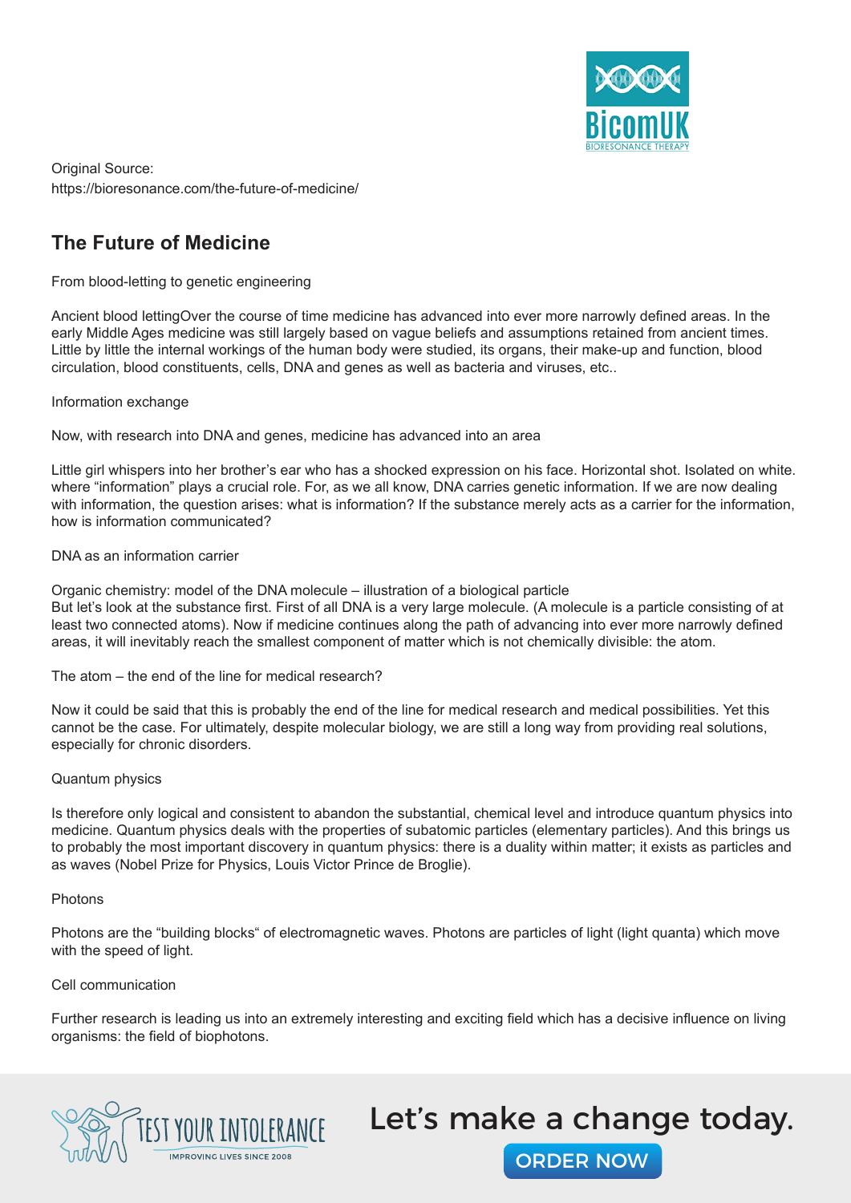Original Source:
https://bioresonance.com/the-future-of-medicine/

## The Future of Medicine

From blood-letting to genetic engineering

Ancient blood lettingOver the course of time medicine has advanced into ever more narrowly defined areas. In the early Middle Ages medicine was still largely based on vague beliefs and assumptions retained from ancient times. Little by little the internal workings of the human body were studied, its organs, their make-up and function, blood circulation, blood constituents, cells, DNA and genes as well as bacteria and viruses, etc..

Information exchange

Now, with research into DNA and genes, medicine has advanced into an area

Little girl whispers into her brother's ear who has a shocked expression on his face. Horizontal shot. Isolated on white. where "information" plays a crucial role. For, as we all know, DNA carries genetic information. If we are now dealing with information, the question arises: what is information? If the substance merely acts as a carrier for the information, how is information communicated?

DNA as an information carrier

Organic chemistry: model of the DNA molecule – illustration of a biological particle
But let's look at the substance first. First of all DNA is a very large molecule. (A molecule is a particle consisting of at least two connected atoms). Now if medicine continues along the path of advancing into ever more narrowly defined areas, it will inevitably reach the smallest component of matter which is not chemically divisible: the atom.

The atom – the end of the line for medical research?

Now it could be said that this is probably the end of the line for medical research and medical possibilities. Yet this cannot be the case. For ultimately, despite molecular biology, we are still a long way from providing real solutions, especially for chronic disorders.

Quantum physics

Is therefore only logical and consistent to abandon the substantial, chemical level and introduce quantum physics into medicine. Quantum physics deals with the properties of subatomic particles (elementary particles). And this brings us to probably the most important discovery in quantum physics: there is a duality within matter; it exists as particles and as waves (Nobel Prize for Physics, Louis Victor Prince de Broglie).

Photons

Photons are the "building blocks" of electromagnetic waves. Photons are particles of light (light quanta) which move with the speed of light.

Cell communication

Further research is leading us into an extremely interesting and exciting field which has a decisive influence on living organisms: the field of biophotons.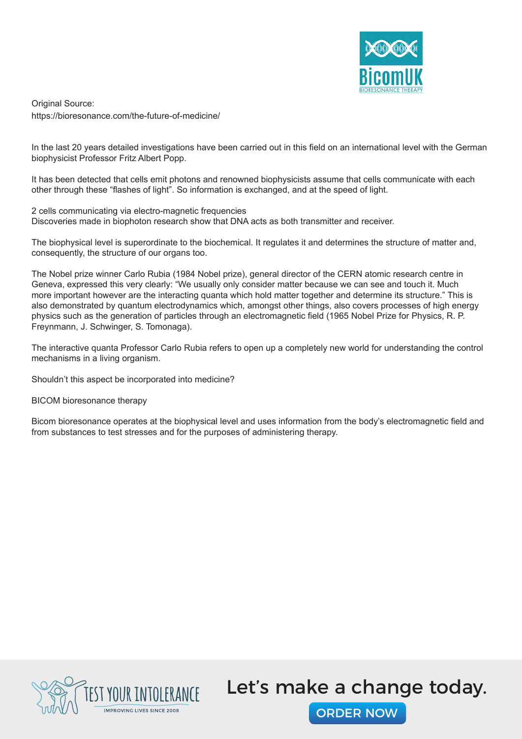Original Source:
https://bioresonance.com/the-future-of-medicine/

In the last 20 years detailed investigations have been carried out in this field on an international level with the German biophysicist Professor Fritz Albert Popp.

It has been detected that cells emit photons and renowned biophysicists assume that cells communicate with each other through these "flashes of light". So information is exchanged, and at the speed of light.

2 cells communicating via electro-magnetic frequencies
Discoveries made in biophoton research show that DNA acts as both transmitter and receiver.

The biophysical level is superordinate to the biochemical. It regulates it and determines the structure of matter and, consequently, the structure of our organs too.

The Nobel prize winner Carlo Rubia (1984 Nobel prize), general director of the CERN atomic research centre in Geneva, expressed this very clearly: "We usually only consider matter because we can see and touch it. Much more important however are the interacting quanta which hold matter together and determine its structure." This is also demonstrated by quantum electrodynamics which, amongst other things, also covers processes of high energy physics such as the generation of particles through an electromagnetic field (1965 Nobel Prize for Physics, R. P. Freynmann, J. Schwinger, S. Tomonaga).

The interactive quanta Professor Carlo Rubia refers to open up a completely new world for understanding the control mechanisms in a living organism.

Shouldn't this aspect be incorporated into medicine?

BICOM bioresonance therapy

Bicom bioresonance operates at the biophysical level and uses information from the body's electromagnetic field and from substances to test stresses and for the purposes of administering therapy.

Let's make a change today.

ORDER NOW